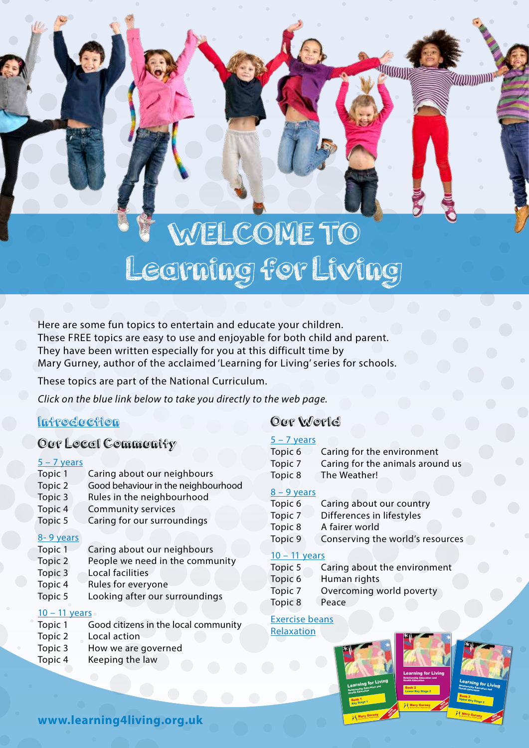# WELCOME TO Learning for Living

Here are some fun topics to entertain and educate your children.
These FREE topics are easy to use and enjoyable for both child and parent.
They have been written especially for you at this difficult time by
Mary Gurney, author of the acclaimed 'Learning for Living' series for schools.

These topics are part of the National Curriculum.

*Click on the blue link below to take you directly to the web page.*

## Introduction

## Our Local Community

### 5 – 7 years

| | |
|---|---|
| Topic 1 | Caring about our neighbours |
| Topic 2 | Good behaviour in the neighbourhood |
| Topic 3 | Rules in the neighbourhood |
| Topic 4 | Community services |
| Topic 5 | Caring for our surroundings |

### 8- 9 years

| | |
|---|---|
| Topic 1 | Caring about our neighbours |
| Topic 2 | People we need in the community |
| Topic 3 | Local facilities |
| Topic 4 | Rules for everyone |
| Topic 5 | Looking after our surroundings |

### 10 – 11 years

| | |
|---|---|
| Topic 1 | Good citizens in the local community |
| Topic 2 | Local action |
| Topic 3 | How we are governed |
| Topic 4 | Keeping the law |

## Our World

### 5 – 7 years

| | |
|---|---|
| Topic 6 | Caring for the environment |
| Topic 7 | Caring for the animals around us |
| Topic 8 | The Weather! |

### 8 – 9 years

| | |
|---|---|
| Topic 6 | Caring about our country |
| Topic 7 | Differences in lifestyles |
| Topic 8 | A fairer world |
| Topic 9 | Conserving the world's resources |

### 10 – 11 years

| | |
|---|---|
| Topic 5 | Caring about the environment |
| Topic 6 | Human rights |
| Topic 7 | Overcoming world poverty |
| Topic 8 | Peace |

Exercise beans

Relaxation

**www.learning4living.org.uk**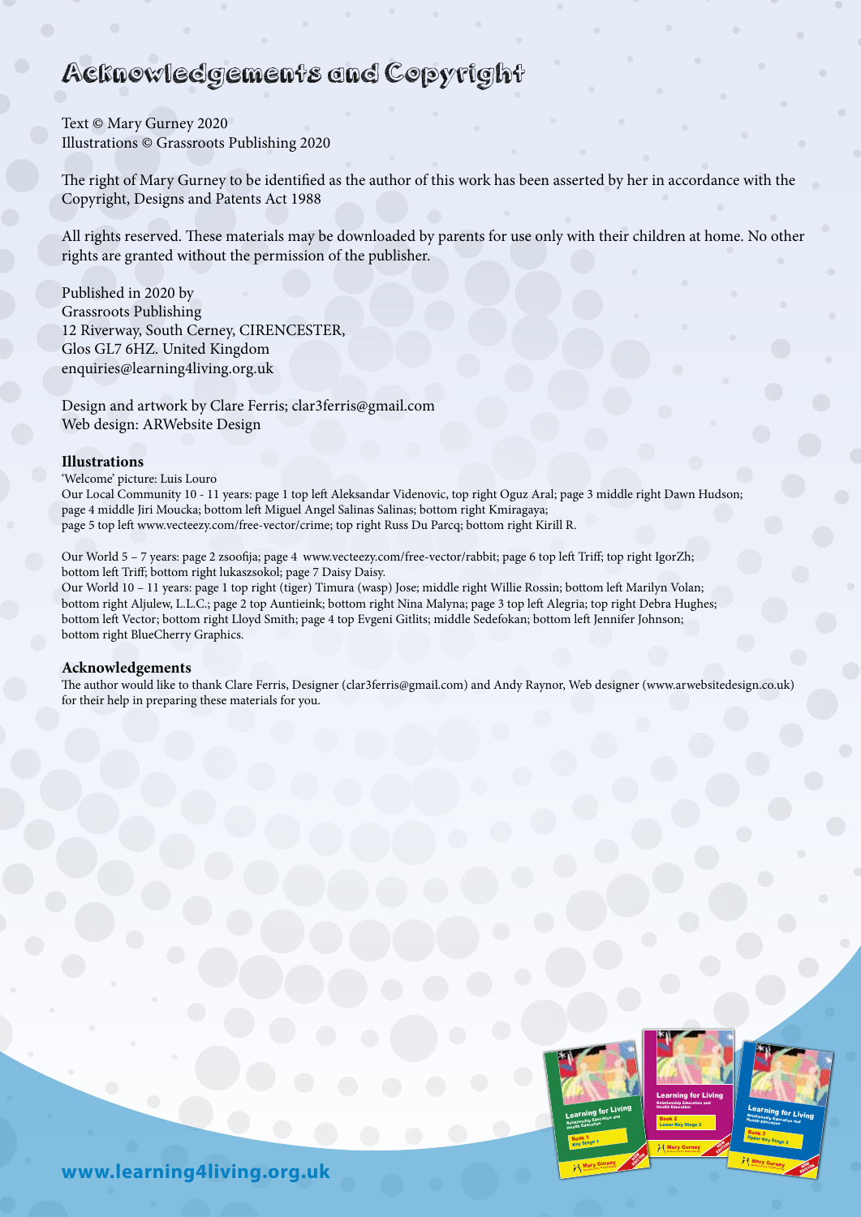# Acknowledgements and Copyright

Text © Mary Gurney 2020
Illustrations © Grassroots Publishing 2020

The right of Mary Gurney to be identified as the author of this work has been asserted by her in accordance with the Copyright, Designs and Patents Act 1988

All rights reserved. These materials may be downloaded by parents for use only with their children at home. No other rights are granted without the permission of the publisher.

Published in 2020 by
Grassroots Publishing
12 Riverway, South Cerney, CIRENCESTER,
Glos GL7 6HZ. United Kingdom
enquiries@learning4living.org.uk

Design and artwork by Clare Ferris; clar3ferris@gmail.com
Web design: ARWebsite Design

### Illustrations

'Welcome' picture: Luis Louro
Our Local Community 10 - 11 years: page 1 top left Aleksandar Videnovic, top right Oguz Aral; page 3 middle right Dawn Hudson; page 4 middle Jiri Moucka; bottom left Miguel Angel Salinas Salinas; bottom right Kmiragaya; page 5 top left www.vecteezy.com/free-vector/crime; top right Russ Du Parcq; bottom right Kirill R.

Our World 5 – 7 years: page 2 zsoofija; page 4 www.vecteezy.com/free-vector/rabbit; page 6 top left Triff; top right IgorZh; bottom left Triff; bottom right lukaszsokol; page 7 Daisy Daisy.
Our World 10 – 11 years: page 1 top right (tiger) Timura (wasp) Jose; middle right Willie Rossin; bottom left Marilyn Volan; bottom right Aljulew, L.L.C.; page 2 top Auntieink; bottom right Nina Malyna; page 3 top left Alegria; top right Debra Hughes; bottom left Vector; bottom right Lloyd Smith; page 4 top Evgeni Gitlits; middle Sedefokan; bottom left Jennifer Johnson; bottom right BlueCherry Graphics.

### Acknowledgements

The author would like to thank Clare Ferris, Designer (clar3ferris@gmail.com) and Andy Raynor, Web designer (www.arwebsitedesign.co.uk) for their help in preparing these materials for you.

www.learning4living.org.uk